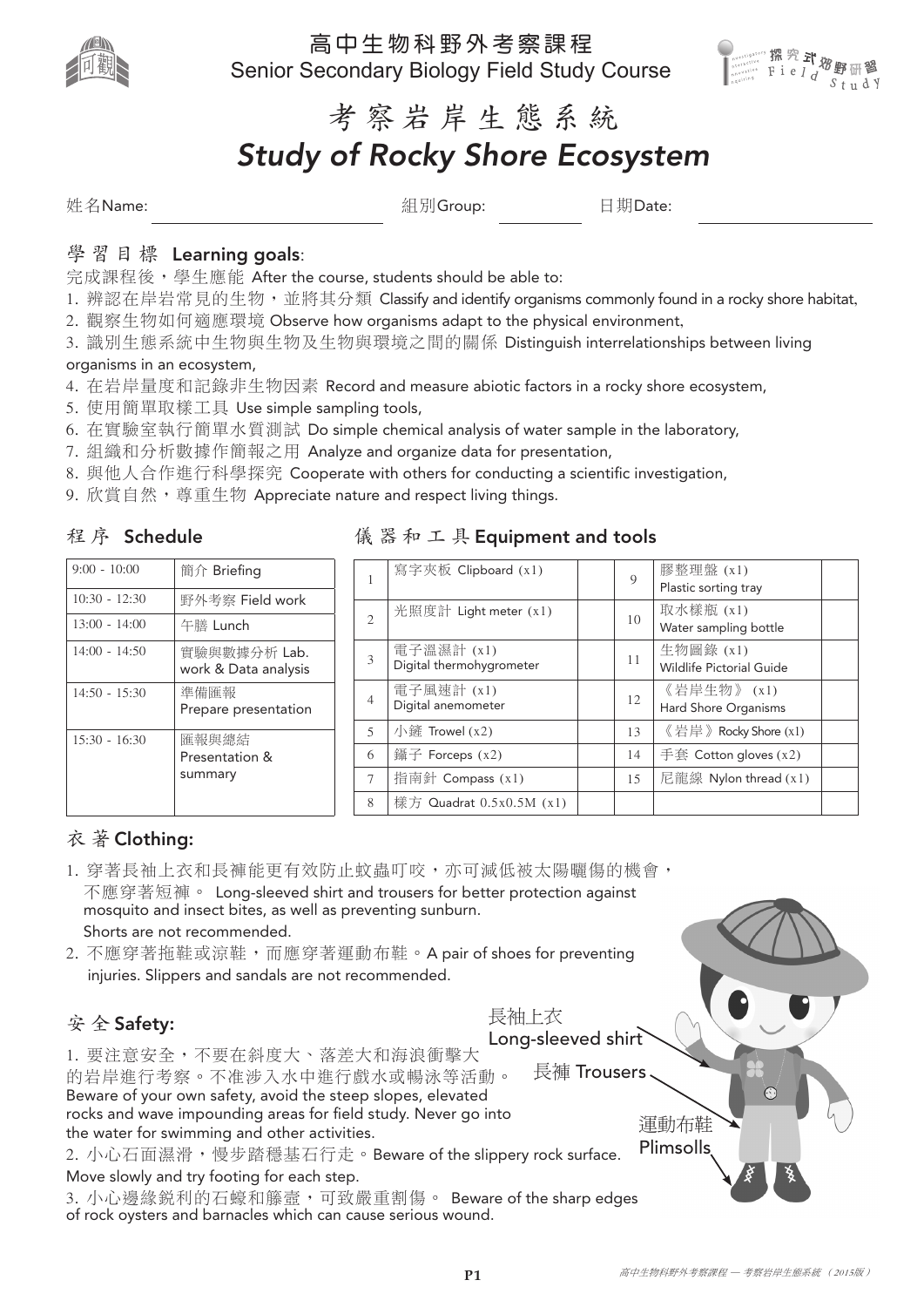# 高中生物科野外考察課程
Senior Secondary Biology Field Study Course

# 考察岩岸生態系統
# *Study of Rocky Shore Ecosystem*

姓名Name: ____________ 組別Group: ________ 日期Date: ____________

## 學習目標 Learning goals:

完成課程後，學生應能 After the course, students should be able to:

1. 辨認在岸岩常見的生物，並將其分類 Classify and identify organisms commonly found in a rocky shore habitat,
2. 觀察生物如何適應環境 Observe how organisms adapt to the physical environment,
3. 識別生態系統中生物與生物及生物與環境之間的關係 Distinguish interrelationships between living organisms in an ecosystem,
4. 在岩岸量度和記錄非生物因素 Record and measure abiotic factors in a rocky shore ecosystem,
5. 使用簡單取樣工具 Use simple sampling tools,
6. 在實驗室執行簡單水質測試 Do simple chemical analysis of water sample in the laboratory,
7. 組織和分析數據作簡報之用 Analyze and organize data for presentation,
8. 與他人合作進行科學探究 Cooperate with others for conducting a scientific investigation,
9. 欣賞自然，尊重生物 Appreciate nature and respect living things.

## 程序 Schedule

| | |
|---|---|
| 9:00 - 10:00 | 簡介 Briefing |
| 10:30 - 12:30 | 野外考察 Field work |
| 13:00 - 14:00 | 午膳 Lunch |
| 14:00 - 14:50 | 實驗與數據分析 Lab. work & Data analysis |
| 14:50 - 15:30 | 準備匯報 Prepare presentation |
| 15:30 - 16:30 | 匯報與總結 Presentation & summary |

## 儀器和工具 Equipment and tools

| | | | | | |
|---|---|---|---|---|---|
| 1 | 寫字夾板 Clipboard (x1) | | 9 | 膠整理盤 (x1) Plastic sorting tray | |
| 2 | 光照度計 Light meter (x1) | | 10 | 取水樣瓶 (x1) Water sampling bottle | |
| 3 | 電子溫濕計 (x1) Digital thermohygrometer | | 11 | 生物圖錄 (x1) Wildlife Pictorial Guide | |
| 4 | 電子風速計 (x1) Digital anemometer | | 12 | 《岩岸生物》 (x1) Hard Shore Organisms | |
| 5 | 小鏟 Trowel (x2) | | 13 | 《岩岸》Rocky Shore (x1) | |
| 6 | 鑷子 Forceps (x2) | | 14 | 手套 Cotton gloves (x2) | |
| 7 | 指南針 Compass (x1) | | 15 | 尼龍線 Nylon thread (x1) | |
| 8 | 樣方 Quadrat 0.5x0.5M (x1) | | | | |

## 衣著 Clothing:

1. 穿著長袖上衣和長褲能更有效防止蚊蟲叮咬，亦可減低被太陽曬傷的機會，不應穿著短褲。 Long-sleeved shirt and trousers for better protection against mosquito and insect bites, as well as preventing sunburn. Shorts are not recommended.
2. 不應穿著拖鞋或涼鞋，而應穿著運動布鞋。A pair of shoes for preventing injuries. Slippers and sandals are not recommended.

長袖上衣 Long-sleeved shirt

長褲 Trousers

運動布鞋 Plimsolls

## 安全 Safety:

1. 要注意安全，不要在斜度大、落差大和海浪衝擊大的岩岸進行考察。不准涉入水中進行戲水或暢泳等活動。 Beware of your own safety, avoid the steep slopes, elevated rocks and wave impounding areas for field study. Never go into the water for swimming and other activities.
2. 小心石面濕滑，慢步踏穩基石行走。Beware of the slippery rock surface. Move slowly and try footing for each step.
3. 小心邊緣銳利的石蠔和籐壺，可致嚴重割傷。 Beware of the sharp edges of rock oysters and barnacles which can cause serious wound.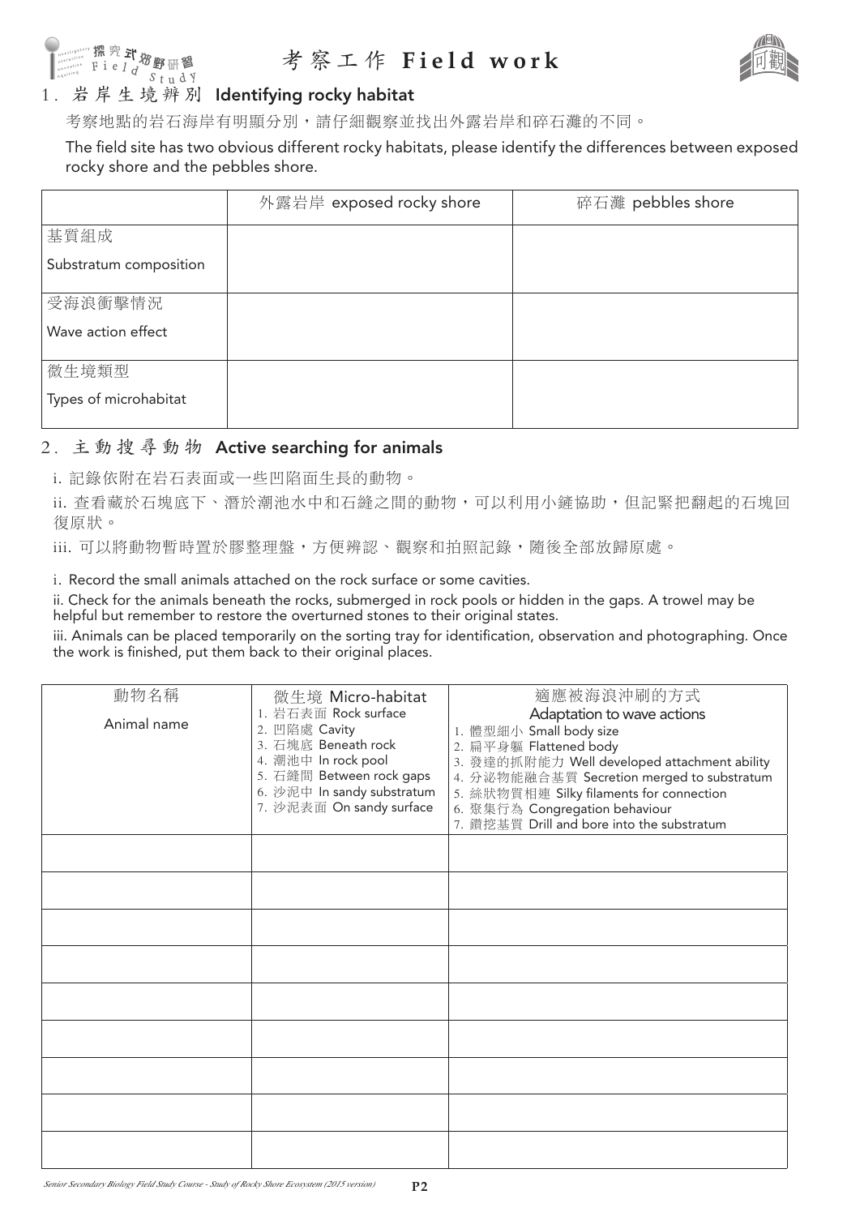# 考察工作 Field work

## 1. 岩岸生境辨別 Identifying rocky habitat

考察地點的岩石海岸有明顯分別，請仔細觀察並找出外露岩岸和碎石灘的不同。

The field site has two obvious different rocky habitats, please identify the differences between exposed rocky shore and the pebbles shore.

| | 外露岩岸 exposed rocky shore | 碎石灘 pebbles shore |
|---|---|---|
| 基質組成<br>Substratum composition | | |
| 受海浪衝擊情況<br>Wave action effect | | |
| 微生境類型<br>Types of microhabitat | | |

## 2. 主動搜尋動物 Active searching for animals

i. 記錄依附在岩石表面或一些凹陷面生長的動物。

ii. 查看藏於石塊底下、潛於潮池水中和石縫之間的動物，可以利用小鏟協助，但記緊把翻起的石塊回復原狀。

iii. 可以將動物暫時置於膠整理盤，方便辨認、觀察和拍照記錄，隨後全部放歸原處。

i. Record the small animals attached on the rock surface or some cavities.

ii. Check for the animals beneath the rocks, submerged in rock pools or hidden in the gaps. A trowel may be helpful but remember to restore the overturned stones to their original states.

iii. Animals can be placed temporarily on the sorting tray for identification, observation and photographing. Once the work is finished, put them back to their original places.

| 動物名稱<br>Animal name | 微生境 Micro-habitat<br>1. 岩石表面 Rock surface<br>2. 凹陷處 Cavity<br>3. 石塊底 Beneath rock<br>4. 潮池中 In rock pool<br>5. 石縫間 Between rock gaps<br>6. 沙泥中 In sandy substratum<br>7. 沙泥表面 On sandy surface | 適應被海浪沖刷的方式<br>Adaptation to wave actions<br>1. 體型細小 Small body size<br>2. 扁平身軀 Flattened body<br>3. 發達的抓附能力 Well developed attachment ability<br>4. 分泌物能融合基質 Secretion merged to substratum<br>5. 絲狀物質相連 Silky filaments for connection<br>6. 聚集行為 Congregation behaviour<br>7. 鑽挖基質 Drill and bore into the substratum |
|---|---|---|
| | | |
| | | |
| | | |
| | | |
| | | |
| | | |
| | | |
| | | |
| | | |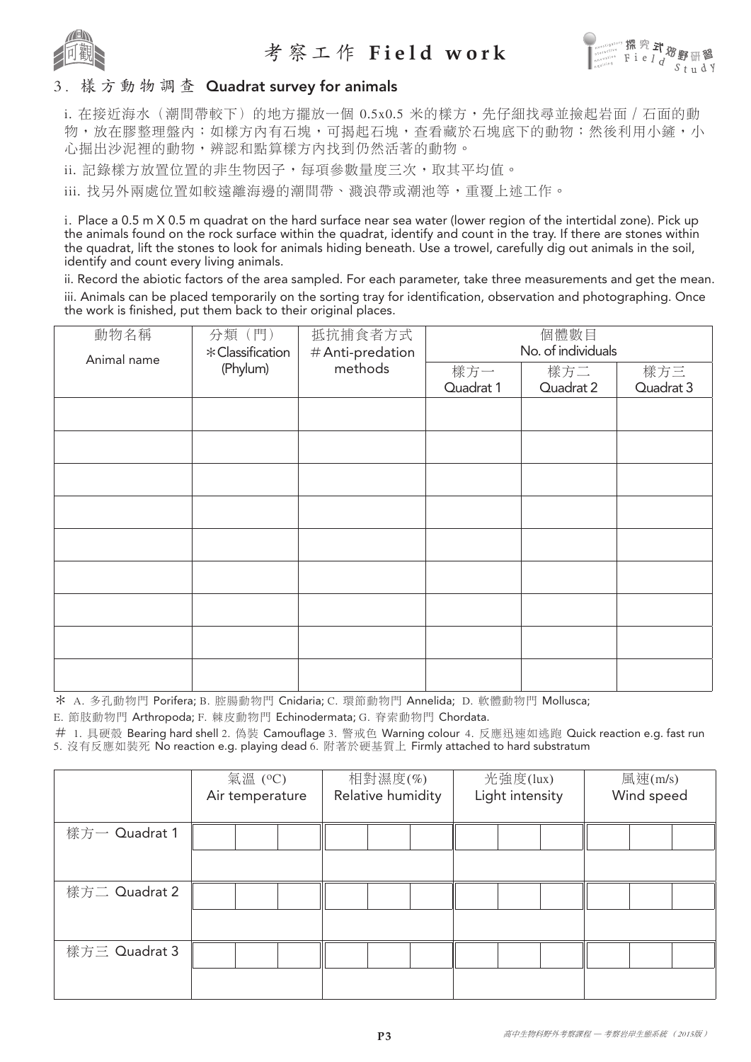## 3. 樣方動物調查 Quadrat survey for animals

i. 在接近海水（潮間帶較下）的地方擺放一個 0.5x0.5 米的樣方，先仔細找尋並撿起岩面 / 石面的動物，放在膠整理盤內；如樣方內有石塊，可揭起石塊，查看藏於石塊底下的動物；然後利用小鏟，小心掘出沙泥裡的動物，辨認和點算樣方內找到仍然活著的動物。

ii. 記錄樣方放置位置的非生物因子，每項參數量度三次，取其平均值。

iii. 找另外兩處位置如較遠離海邊的潮間帶、濺浪帶或潮池等，重覆上述工作。

i. Place a 0.5 m X 0.5 m quadrat on the hard surface near sea water (lower region of the intertidal zone). Pick up the animals found on the rock surface within the quadrat, identify and count in the tray. If there are stones within the quadrat, lift the stones to look for animals hiding beneath. Use a trowel, carefully dig out animals in the soil, identify and count every living animals.

ii. Record the abiotic factors of the area sampled. For each parameter, take three measurements and get the mean.

iii. Animals can be placed temporarily on the sorting tray for identification, observation and photographing. Once the work is finished, put them back to their original places.

| 動物名稱 Animal name | 分類（門）*Classification (Phylum) | 抵抗捕食者方式 #Anti-predation methods | 個體數目 No. of individuals | | |
|---|---|---|---|---|---|
| | | | 樣方一 Quadrat 1 | 樣方二 Quadrat 2 | 樣方三 Quadrat 3 |
| | | | | | |
| | | | | | |
| | | | | | |
| | | | | | |
| | | | | | |
| | | | | | |
| | | | | | |
| | | | | | |
| | | | | | |

* A. 多孔動物門 Porifera; B. 腔腸動物門 Cnidaria; C. 環節動物門 Annelida; D. 軟體動物門 Mollusca; E. 節肢動物門 Arthropoda; F. 棘皮動物門 Echinodermata; G. 脊索動物門 Chordata.

# 1. 具硬殼 Bearing hard shell 2. 偽裝 Camouflage 3. 警戒色 Warning colour 4. 反應迅速如逃跑 Quick reaction e.g. fast run 5. 沒有反應如裝死 No reaction e.g. playing dead 6. 附著於硬基質上 Firmly attached to hard substratum

| | 氣溫 (°C) Air temperature | | | 相對濕度(%) Relative humidity | | | 光強度(lux) Light intensity | | | 風速(m/s) Wind speed | | |
|---|---|---|---|---|---|---|---|---|---|---|---|---|
| 樣方一 Quadrat 1 | | | | | | | | | | | | |
| | | | | | | | | | | | | |
| 樣方二 Quadrat 2 | | | | | | | | | | | | |
| | | | | | | | | | | | | |
| 樣方三 Quadrat 3 | | | | | | | | | | | | |
| | | | | | | | | | | | | |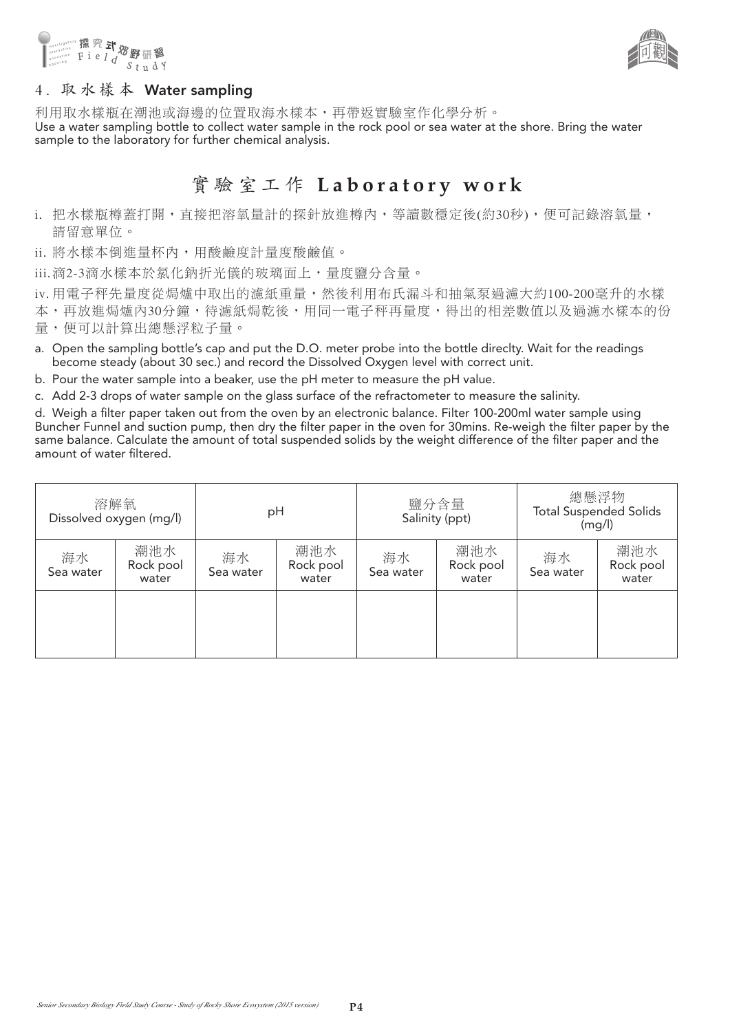### 4. 取水樣本 Water sampling

利用取水樣瓶在潮池或海邊的位置取海水樣本，再帶返實驗室作化學分析。
Use a water sampling bottle to collect water sample in the rock pool or sea water at the shore. Bring the water sample to the laboratory for further chemical analysis.

## 實驗室工作 Laboratory work

i. 把水樣瓶樽蓋打開，直接把溶氧量計的探針放進樽內，等讀數穩定後(約30秒)，便可記錄溶氧量，請留意單位。

ii. 將水樣本倒進量杯內，用酸鹼度計量度酸鹼值。

iii. 滴2-3滴水樣本於氯化鈉折光儀的玻璃面上，量度鹽分含量。

iv. 用電子秤先量度從焗爐中取出的濾紙重量，然後利用布氏漏斗和抽氣泵過濾大約100-200毫升的水樣本，再放進焗爐內30分鐘，待濾紙焗乾後，用同一電子秤再量度，得出的相差數值以及過濾水樣本的份量，便可以計算出總懸浮粒子量。

a. Open the sampling bottle's cap and put the D.O. meter probe into the bottle direclty. Wait for the readings become steady (about 30 sec.) and record the Dissolved Oxygen level with correct unit.

b. Pour the water sample into a beaker, use the pH meter to measure the pH value.

c. Add 2-3 drops of water sample on the glass surface of the refractometer to measure the salinity.

d. Weigh a filter paper taken out from the oven by an electronic balance. Filter 100-200ml water sample using Buncher Funnel and suction pump, then dry the filter paper in the oven for 30mins. Re-weigh the filter paper by the same balance. Calculate the amount of total suspended solids by the weight difference of the filter paper and the amount of water filtered.

| 溶解氧 Dissolved oxygen (mg/l) | | pH | | 鹽分含量 Salinity (ppt) | | 總懸浮物 Total Suspended Solids (mg/l) | |
|---|---|---|---|---|---|---|---|
| 海水 Sea water | 潮池水 Rock pool water | 海水 Sea water | 潮池水 Rock pool water | 海水 Sea water | 潮池水 Rock pool water | 海水 Sea water | 潮池水 Rock pool water |
| | | | | | | | |